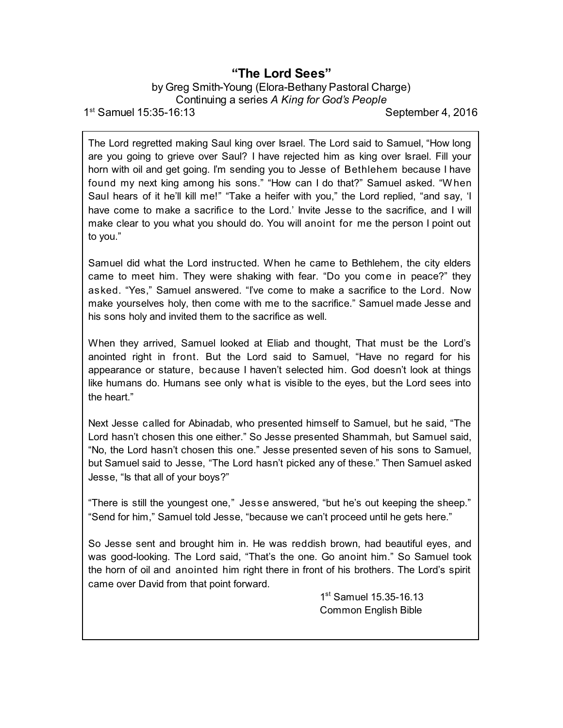# "The Lord Sees"

by Greg Smith-Young (Elora-Bethany Pastoral Charge)
Continuing a series *A King for God's People*

1st Samuel 15:35-16:13 September 4, 2016

The Lord regretted making Saul king over Israel. The Lord said to Samuel, "How long are you going to grieve over Saul? I have rejected him as king over Israel. Fill your horn with oil and get going. I'm sending you to Jesse of Bethlehem because I have found my next king among his sons." "How can I do that?" Samuel asked. "When Saul hears of it he'll kill me!" "Take a heifer with you," the Lord replied, "and say, 'I have come to make a sacrifice to the Lord.' Invite Jesse to the sacrifice, and I will make clear to you what you should do. You will anoint for me the person I point out to you."

Samuel did what the Lord instructed. When he came to Bethlehem, the city elders came to meet him. They were shaking with fear. "Do you come in peace?" they asked. "Yes," Samuel answered. "I've come to make a sacrifice to the Lord. Now make yourselves holy, then come with me to the sacrifice." Samuel made Jesse and his sons holy and invited them to the sacrifice as well.

When they arrived, Samuel looked at Eliab and thought, That must be the Lord's anointed right in front. But the Lord said to Samuel, "Have no regard for his appearance or stature, because I haven't selected him. God doesn't look at things like humans do. Humans see only what is visible to the eyes, but the Lord sees into the heart."

Next Jesse called for Abinadab, who presented himself to Samuel, but he said, "The Lord hasn't chosen this one either." So Jesse presented Shammah, but Samuel said, "No, the Lord hasn't chosen this one." Jesse presented seven of his sons to Samuel, but Samuel said to Jesse, "The Lord hasn't picked any of these." Then Samuel asked Jesse, "Is that all of your boys?"

"There is still the youngest one," Jesse answered, "but he's out keeping the sheep." "Send for him," Samuel told Jesse, "because we can't proceed until he gets here."

So Jesse sent and brought him in. He was reddish brown, had beautiful eyes, and was good-looking. The Lord said, "That's the one. Go anoint him." So Samuel took the horn of oil and anointed him right there in front of his brothers. The Lord's spirit came over David from that point forward.

1st Samuel 15.35-16.13
Common English Bible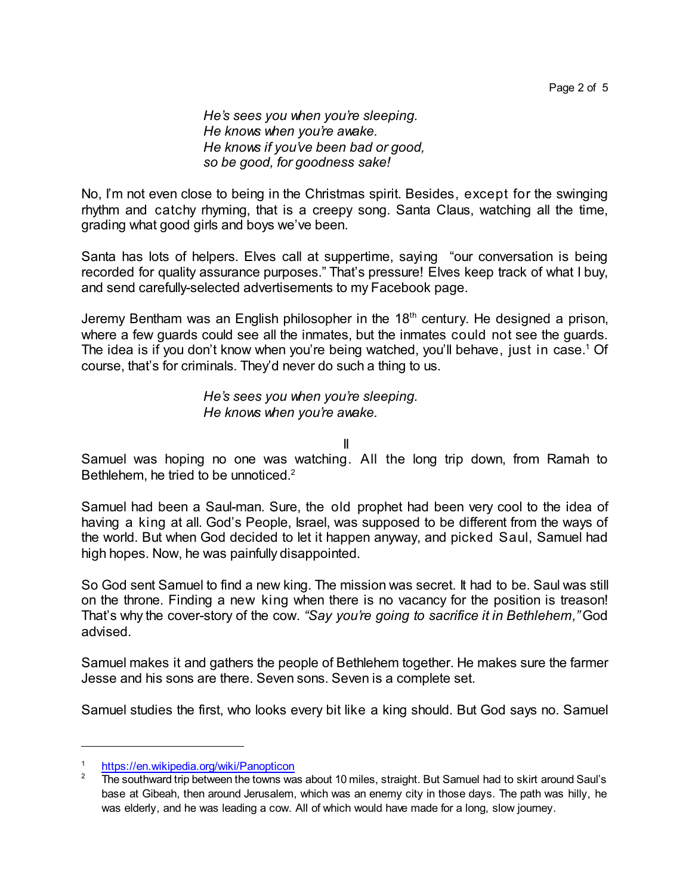*He's sees you when you're sleeping.*
*He knows when you're awake.*
*He knows if you've been bad or good,*
*so be good, for goodness sake!*

No, I'm not even close to being in the Christmas spirit. Besides, except for the swinging rhythm and catchy rhyming, that is a creepy song. Santa Claus, watching all the time, grading what good girls and boys we've been.

Santa has lots of helpers. Elves call at suppertime, saying "our conversation is being recorded for quality assurance purposes." That's pressure! Elves keep track of what I buy, and send carefully-selected advertisements to my Facebook page.

Jeremy Bentham was an English philosopher in the 18th century. He designed a prison, where a few guards could see all the inmates, but the inmates could not see the guards. The idea is if you don't know when you're being watched, you'll behave, just in case.[1] Of course, that's for criminals. They'd never do such a thing to us.

*He's sees you when you're sleeping.*
*He knows when you're awake.*

II

Samuel was hoping no one was watching. All the long trip down, from Ramah to Bethlehem, he tried to be unnoticed.[2]

Samuel had been a Saul-man. Sure, the old prophet had been very cool to the idea of having a king at all. God's People, Israel, was supposed to be different from the ways of the world. But when God decided to let it happen anyway, and picked Saul, Samuel had high hopes. Now, he was painfully disappointed.

So God sent Samuel to find a new king. The mission was secret. It had to be. Saul was still on the throne. Finding a new king when there is no vacancy for the position is treason! That's why the cover-story of the cow. *"Say you're going to sacrifice it in Bethlehem,"* God advised.

Samuel makes it and gathers the people of Bethlehem together. He makes sure the farmer Jesse and his sons are there. Seven sons. Seven is a complete set.

Samuel studies the first, who looks every bit like a king should. But God says no. Samuel

---

[1] https://en.wikipedia.org/wiki/Panopticon

[2] The southward trip between the towns was about 10 miles, straight. But Samuel had to skirt around Saul's base at Gibeah, then around Jerusalem, which was an enemy city in those days. The path was hilly, he was elderly, and he was leading a cow. All of which would have made for a long, slow journey.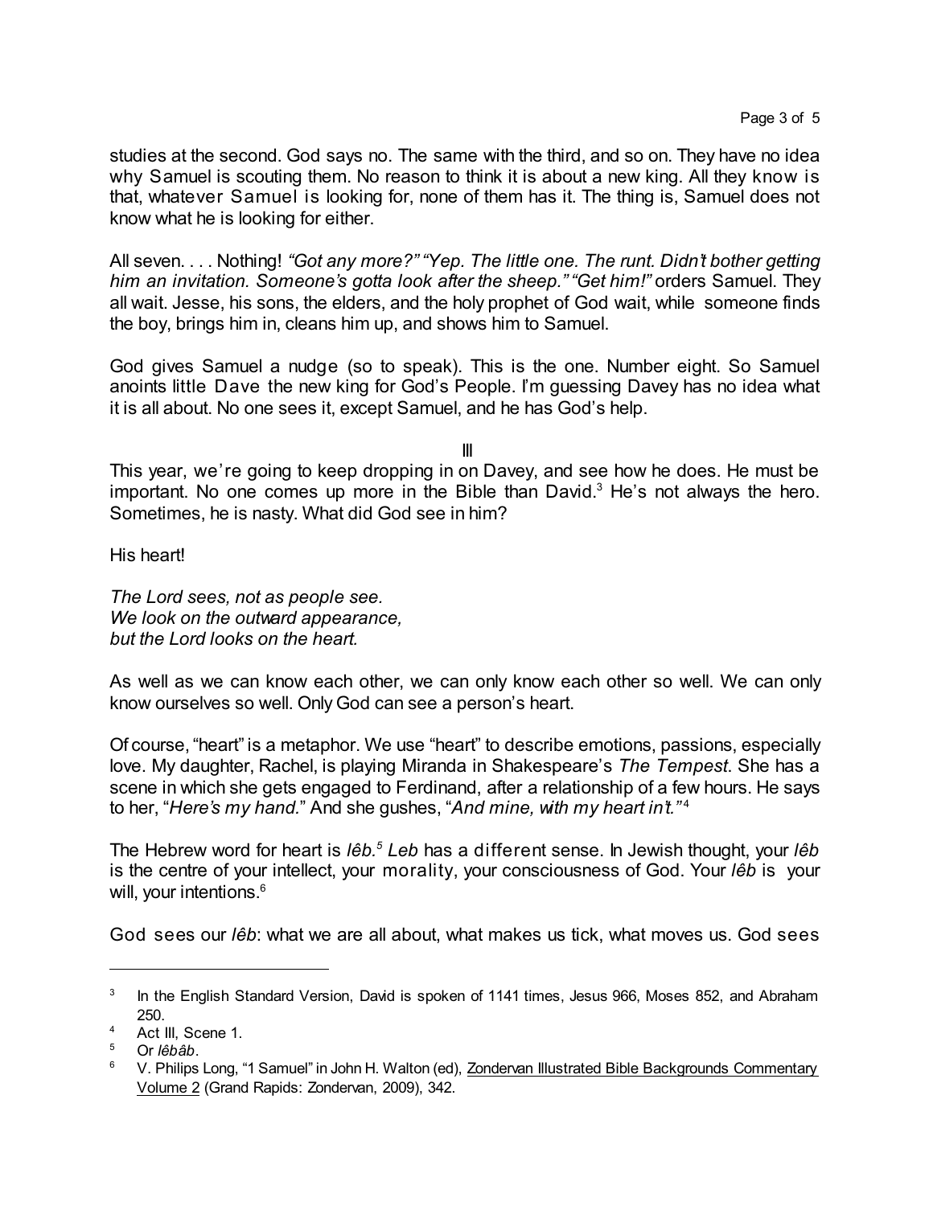studies at the second. God says no. The same with the third, and so on. They have no idea why Samuel is scouting them. No reason to think it is about a new king. All they know is that, whatever Samuel is looking for, none of them has it. The thing is, Samuel does not know what he is looking for either.

All seven. . . . Nothing! *"Got any more?" "Yep. The little one. The runt. Didn't bother getting him an invitation. Someone's gotta look after the sheep." "Get him!"* orders Samuel. They all wait. Jesse, his sons, the elders, and the holy prophet of God wait, while someone finds the boy, brings him in, cleans him up, and shows him to Samuel.

God gives Samuel a nudge (so to speak). This is the one. Number eight. So Samuel anoints little Dave the new king for God's People. I'm guessing Davey has no idea what it is all about. No one sees it, except Samuel, and he has God's help.

## III

This year, we're going to keep dropping in on Davey, and see how he does. He must be important. No one comes up more in the Bible than David.[3] He's not always the hero. Sometimes, he is nasty. What did God see in him?

His heart!

*The Lord sees, not as people see.*
*We look on the outward appearance,*
*but the Lord looks on the heart.*

As well as we can know each other, we can only know each other so well. We can only know ourselves so well. Only God can see a person's heart.

Of course, "heart" is a metaphor. We use "heart" to describe emotions, passions, especially love. My daughter, Rachel, is playing Miranda in Shakespeare's *The Tempest*. She has a scene in which she gets engaged to Ferdinand, after a relationship of a few hours. He says to her, "*Here's my hand.*" And she gushes, "*And mine, with my heart in't.*"[4]

The Hebrew word for heart is *lêb.*[5] *Leb* has a different sense. In Jewish thought, your *lêb* is the centre of your intellect, your morality, your consciousness of God. Your *lêb* is your will, your intentions.[6]

God sees our *lêb*: what we are all about, what makes us tick, what moves us. God sees

---

[3] In the English Standard Version, David is spoken of 1141 times, Jesus 966, Moses 852, and Abraham 250.

[4] Act III, Scene 1.

[5] Or *lêbâb*.

[6] V. Philips Long, "1 Samuel" in John H. Walton (ed), Zondervan Illustrated Bible Backgrounds Commentary Volume 2 (Grand Rapids: Zondervan, 2009), 342.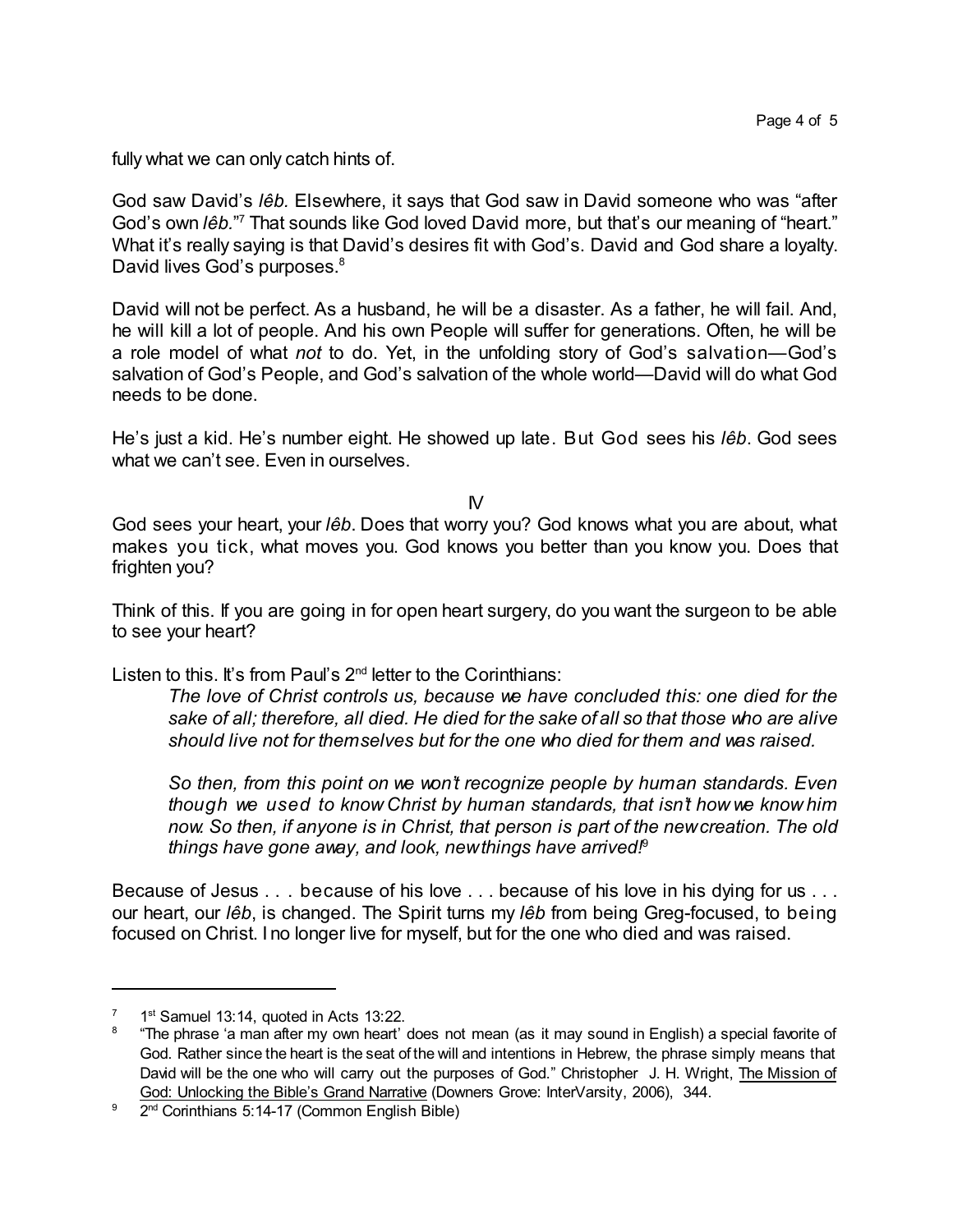fully what we can only catch hints of.

God saw David's *lêb*. Elsewhere, it says that God saw in David someone who was "after God's own *lêb*."[7] That sounds like God loved David more, but that's our meaning of "heart." What it's really saying is that David's desires fit with God's. David and God share a loyalty. David lives God's purposes.[8]

David will not be perfect. As a husband, he will be a disaster. As a father, he will fail. And, he will kill a lot of people. And his own People will suffer for generations. Often, he will be a role model of what *not* to do. Yet, in the unfolding story of God's salvation—God's salvation of God's People, and God's salvation of the whole world—David will do what God needs to be done.

He's just a kid. He's number eight. He showed up late. But God sees his *lêb*. God sees what we can't see. Even in ourselves.

IV

God sees your heart, your *lêb*. Does that worry you? God knows what you are about, what makes you tick, what moves you. God knows you better than you know you. Does that frighten you?

Think of this. If you are going in for open heart surgery, do you want the surgeon to be able to see your heart?

Listen to this. It's from Paul's 2nd letter to the Corinthians:

> *The love of Christ controls us, because we have concluded this: one died for the sake of all; therefore, all died. He died for the sake of all so that those who are alive should live not for themselves but for the one who died for them and was raised.*
>
> *So then, from this point on we won't recognize people by human standards. Even though we used to know Christ by human standards, that isn't how we know him now. So then, if anyone is in Christ, that person is part of the new creation. The old things have gone away, and look, new things have arrived!*[9]

Because of Jesus . . . because of his love . . . because of his love in his dying for us . . . our heart, our *lêb*, is changed. The Spirit turns my *lêb* from being Greg-focused, to being focused on Christ. I no longer live for myself, but for the one who died and was raised.

---

[7] 1st Samuel 13:14, quoted in Acts 13:22.

[8] "The phrase 'a man after my own heart' does not mean (as it may sound in English) a special favorite of God. Rather since the heart is the seat of the will and intentions in Hebrew, the phrase simply means that David will be the one who will carry out the purposes of God." Christopher J. H. Wright, The Mission of God: Unlocking the Bible's Grand Narrative (Downers Grove: InterVarsity, 2006), 344.

[9] 2nd Corinthians 5:14-17 (Common English Bible)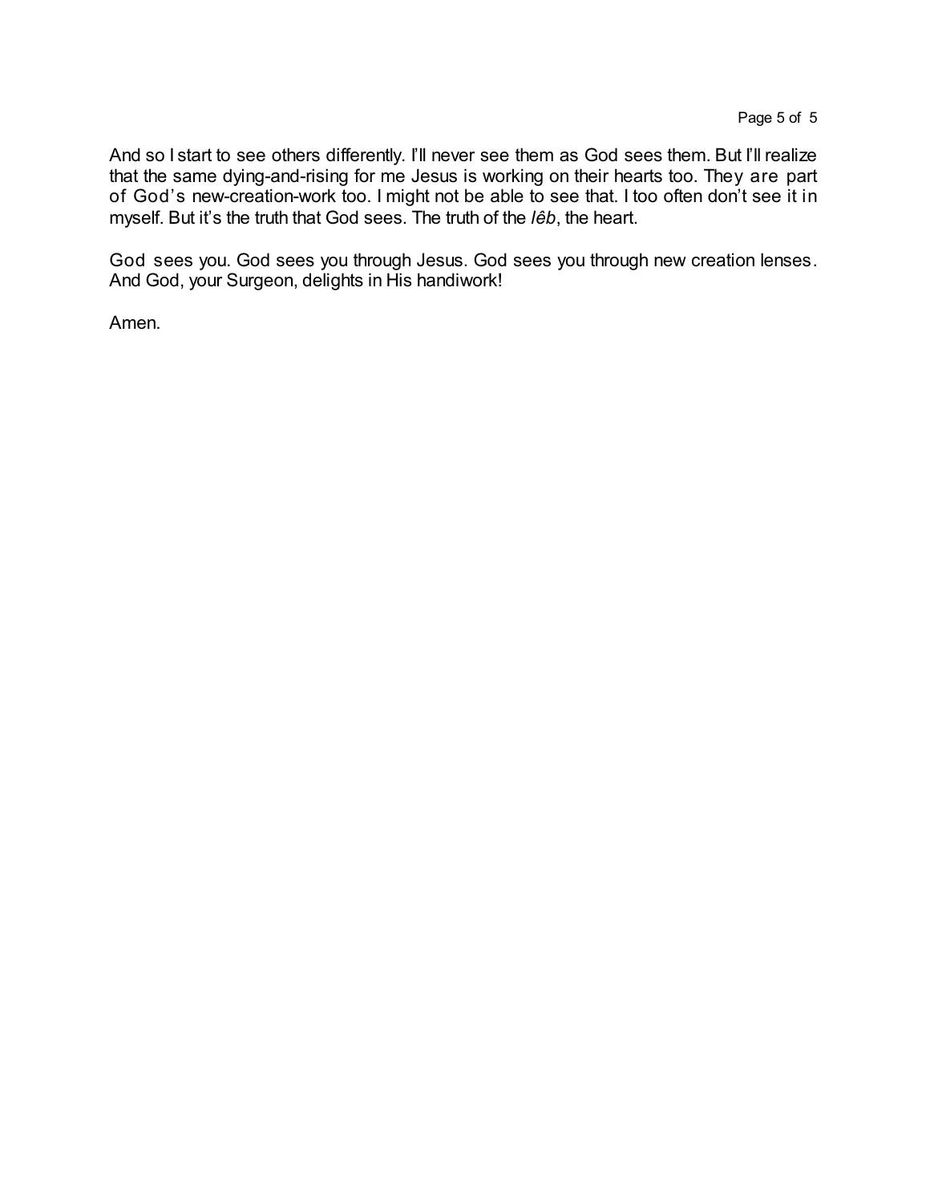And so I start to see others differently. I'll never see them as God sees them. But I'll realize that the same dying-and-rising for me Jesus is working on their hearts too. They are part of God's new-creation-work too. I might not be able to see that. I too often don't see it in myself. But it's the truth that God sees. The truth of the *lêb*, the heart.

God sees you. God sees you through Jesus. God sees you through new creation lenses. And God, your Surgeon, delights in His handiwork!

Amen.